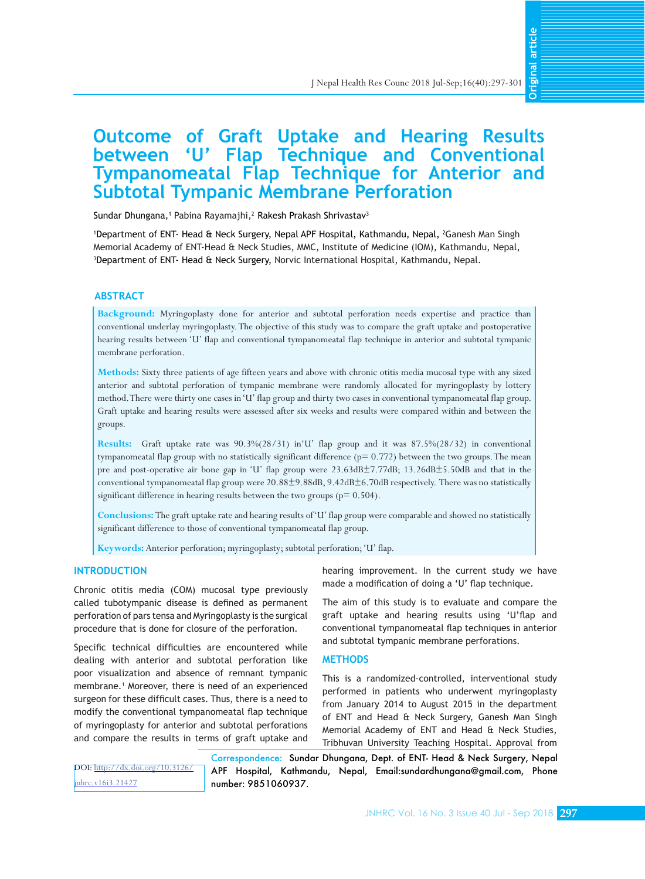# Outcome of Graft Uptake and Hearing Results between 'U' Flap Technique and Conventional Tympanomeatal Flap Technique for Anterior and Subtotal Tympanic Membrane Perforation

Sundar Dhungana,[1] Pabina Rayamajhi,[2] Rakesh Prakash Shrivastav[3]

[1]Department of ENT- Head & Neck Surgery, Nepal APF Hospital, Kathmandu, Nepal, [2]Ganesh Man Singh Memorial Academy of ENT-Head & Neck Studies, MMC, Institute of Medicine (IOM), Kathmandu, Nepal, [3]Department of ENT- Head & Neck Surgery, Norvic International Hospital, Kathmandu, Nepal.

## ABSTRACT

**Background:** Myringoplasty done for anterior and subtotal perforation needs expertise and practice than conventional underlay myringoplasty. The objective of this study was to compare the graft uptake and postoperative hearing results between 'U' flap and conventional tympanomeatal flap technique in anterior and subtotal tympanic membrane perforation.

**Methods:** Sixty three patients of age fifteen years and above with chronic otitis media mucosal type with any sized anterior and subtotal perforation of tympanic membrane were randomly allocated for myringoplasty by lottery method. There were thirty one cases in 'U' flap group and thirty two cases in conventional tympanomeatal flap group. Graft uptake and hearing results were assessed after six weeks and results were compared within and between the groups.

**Results:** Graft uptake rate was 90.3%(28/31) in'U' flap group and it was 87.5%(28/32) in conventional tympanomeatal flap group with no statistically significant difference (p= 0.772) between the two groups. The mean pre and post-operative air bone gap in 'U' flap group were 23.63dB±7.77dB; 13.26dB±5.50dB and that in the conventional tympanomeatal flap group were 20.88±9.88dB, 9.42dB±6.70dB respectively. There was no statistically significant difference in hearing results between the two groups (p= 0.504).

**Conclusions:** The graft uptake rate and hearing results of 'U' flap group were comparable and showed no statistically significant difference to those of conventional tympanomeatal flap group.

**Keywords:** Anterior perforation; myringoplasty; subtotal perforation; 'U' flap.

## INTRODUCTION

Chronic otitis media (COM) mucosal type previously called tubotympanic disease is defined as permanent perforation of pars tensa and Myringoplasty is the surgical procedure that is done for closure of the perforation.

Specific technical difficulties are encountered while dealing with anterior and subtotal perforation like poor visualization and absence of remnant tympanic membrane.[1] Moreover, there is need of an experienced surgeon for these difficult cases. Thus, there is a need to modify the conventional tympanomeatal flap technique of myringoplasty for anterior and subtotal perforations and compare the results in terms of graft uptake and hearing improvement. In the current study we have made a modification of doing a 'U' flap technique.

The aim of this study is to evaluate and compare the graft uptake and hearing results using 'U'flap and conventional tympanomeatal flap techniques in anterior and subtotal tympanic membrane perforations.

## METHODS

This is a randomized-controlled, interventional study performed in patients who underwent myringoplasty from January 2014 to August 2015 in the department of ENT and Head & Neck Surgery, Ganesh Man Singh Memorial Academy of ENT and Head & Neck Studies, Tribhuvan University Teaching Hospital. Approval from

DOI: http://dx.doi.org/10.31267/jnhrc.v16i3.21427

Correspondence: Sundar Dhungana, Dept. of ENT- Head & Neck Surgery, Nepal APF Hospital, Kathmandu, Nepal, Email:sundardhungana@gmail.com, Phone number: 9851060937.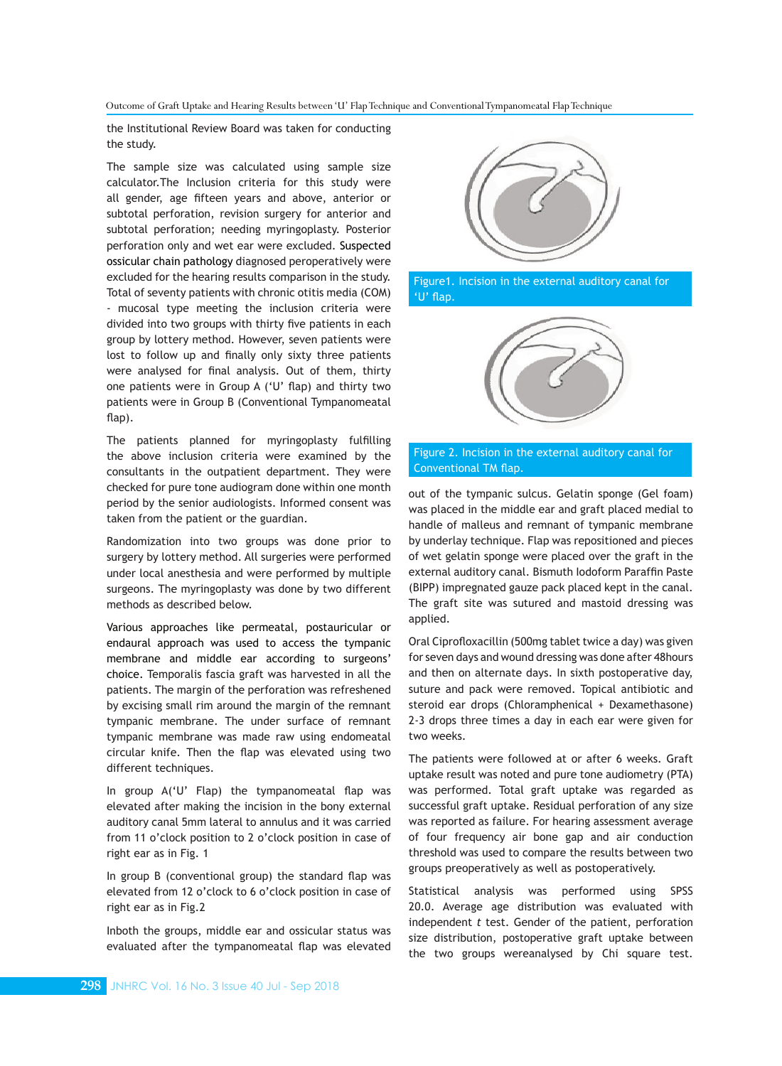the Institutional Review Board was taken for conducting the study.

The sample size was calculated using sample size calculator.The Inclusion criteria for this study were all gender, age fifteen years and above, anterior or subtotal perforation, revision surgery for anterior and subtotal perforation; needing myringoplasty. Posterior perforation only and wet ear were excluded. Suspected ossicular chain pathology diagnosed peroperatively were excluded for the hearing results comparison in the study. Total of seventy patients with chronic otitis media (COM) - mucosal type meeting the inclusion criteria were divided into two groups with thirty five patients in each group by lottery method. However, seven patients were lost to follow up and finally only sixty three patients were analysed for final analysis. Out of them, thirty one patients were in Group A ('U' flap) and thirty two patients were in Group B (Conventional Tympanomeatal flap).

The patients planned for myringoplasty fulfilling the above inclusion criteria were examined by the consultants in the outpatient department. They were checked for pure tone audiogram done within one month period by the senior audiologists. Informed consent was taken from the patient or the guardian.

Randomization into two groups was done prior to surgery by lottery method. All surgeries were performed under local anesthesia and were performed by multiple surgeons. The myringoplasty was done by two different methods as described below.

Various approaches like permeatal, postauricular or endaural approach was used to access the tympanic membrane and middle ear according to surgeons' choice. Temporalis fascia graft was harvested in all the patients. The margin of the perforation was refreshened by excising small rim around the margin of the remnant tympanic membrane. The under surface of remnant tympanic membrane was made raw using endomeatal circular knife. Then the flap was elevated using two different techniques.

In group A('U' Flap) the tympanomeatal flap was elevated after making the incision in the bony external auditory canal 5mm lateral to annulus and it was carried from 11 o'clock position to 2 o'clock position in case of right ear as in Fig. 1

In group B (conventional group) the standard flap was elevated from 12 o'clock to 6 o'clock position in case of right ear as in Fig.2

Inboth the groups, middle ear and ossicular status was evaluated after the tympanomeatal flap was elevated out of the tympanic sulcus. Gelatin sponge (Gel foam) was placed in the middle ear and graft placed medial to handle of malleus and remnant of tympanic membrane by underlay technique. Flap was repositioned and pieces of wet gelatin sponge were placed over the graft in the external auditory canal. Bismuth Iodoform Paraffin Paste (BIPP) impregnated gauze pack placed kept in the canal. The graft site was sutured and mastoid dressing was applied.

Figure1. Incision in the external auditory canal for 'U' flap.

Figure 2. Incision in the external auditory canal for Conventional TM flap.

Oral Ciprofloxacillin (500mg tablet twice a day) was given for seven days and wound dressing was done after 48hours and then on alternate days. In sixth postoperative day, suture and pack were removed. Topical antibiotic and steroid ear drops (Chloramphenical + Dexamethasone) 2-3 drops three times a day in each ear were given for two weeks.

The patients were followed at or after 6 weeks. Graft uptake result was noted and pure tone audiometry (PTA) was performed. Total graft uptake was regarded as successful graft uptake. Residual perforation of any size was reported as failure. For hearing assessment average of four frequency air bone gap and air conduction threshold was used to compare the results between two groups preoperatively as well as postoperatively.

Statistical analysis was performed using SPSS 20.0. Average age distribution was evaluated with independent *t* test. Gender of the patient, perforation size distribution, postoperative graft uptake between the two groups wereanalysed by Chi square test.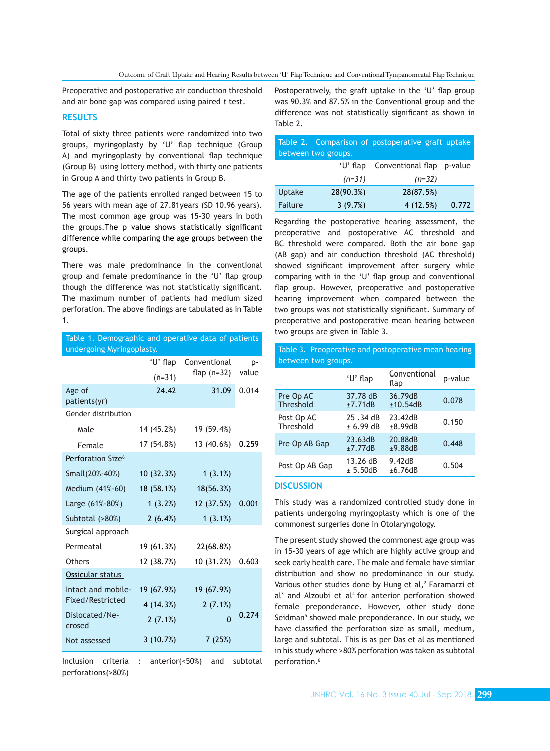Preoperative and postoperative air conduction threshold and air bone gap was compared using paired *t* test.

## RESULTS

Total of sixty three patients were randomized into two groups, myringoplasty by 'U' flap technique (Group A) and myringoplasty by conventional flap technique (Group B) using lottery method, with thirty one patients in Group A and thirty two patients in Group B.

The age of the patients enrolled ranged between 15 to 56 years with mean age of 27.81years (SD 10.96 years). The most common age group was 15-30 years in both the groups.The p value shows statistically significant difference while comparing the age groups between the groups.

There was male predominance in the conventional group and female predominance in the 'U' flap group though the difference was not statistically significant. The maximum number of patients had medium sized perforation. The above findings are tabulated as in Table 1.

Table 1. Demographic and operative data of patients undergoing Myringoplasty.

| | 'U' flap (n=31) | Conventional flap (n=32) | p-value |
|---|---|---|---|
| Age of patients(yr) | 24.42 | 31.09 | 0.014 |
| Gender distribution | | | |
| Male | 14 (45.2%) | 19 (59.4%) | |
| Female | 17 (54.8%) | 13 (40.6%) | 0.259 |
| Perforation Size[6] | | | |
| Small(20%-40%) | 10 (32.3%) | 1 (3.1%) | |
| Medium (41%-60) | 18 (58.1%) | 18(56.3%) | |
| Large (61%-80%) | 1 (3.2%) | 12 (37.5%) | 0.001 |
| Subtotal (>80%) | 2 (6.4%) | 1 (3.1%) | |
| Surgical approach | | | |
| Permeatal | 19 (61.3%) | 22(68.8%) | |
| Others | 12 (38.7%) | 10 (31.2%) | 0.603 |
| Ossicular status | | | |
| Intact and mobile- | 19 (67.9%) | 19 (67.9%) | |
| Fixed/Restricted | 4 (14.3%) | 2 (7.1%) | |
| Dislocated/Necrosed | 2 (7.1%) | 0 | 0.274 |
| Not assessed | 3 (10.7%) | 7 (25%) | |

Inclusion criteria : anterior(<50%) and subtotal perforations(>80%)

Postoperatively, the graft uptake in the 'U' flap group was 90.3% and 87.5% in the Conventional group and the difference was not statistically significant as shown in Table 2.

Table 2. Comparison of postoperative graft uptake between two groups.

| | 'U' flap (n=31) | Conventional flap (n=32) | p-value |
|---|---|---|---|
| Uptake | 28(90.3%) | 28(87.5%) | |
| Failure | 3 (9.7%) | 4 (12.5%) | 0.772 |

Regarding the postoperative hearing assessment, the preoperative and postoperative AC threshold and BC threshold were compared. Both the air bone gap (AB gap) and air conduction threshold (AC threshold) showed significant improvement after surgery while comparing with in the 'U' flap group and conventional flap group. However, preoperative and postoperative hearing improvement when compared between the two groups was not statistically significant. Summary of preoperative and postoperative mean hearing between two groups are given in Table 3.

Table 3. Preoperative and postoperative mean hearing between two groups.

| | 'U' flap | Conventional flap | p-value |
|---|---|---|---|
| Pre Op AC Threshold | 37.78 dB ±7.71dB | 36.79dB ±10.54dB | 0.078 |
| Post Op AC Threshold | 25 .34 dB ± 6.99 dB | 23.42dB ±8.99dB | 0.150 |
| Pre Op AB Gap | 23.63dB ±7.77dB | 20.88dB ±9.88dB | 0.448 |
| Post Op AB Gap | 13.26 dB ± 5.50dB | 9.42dB ±6.76dB | 0.504 |

## DISCUSSION

This study was a randomized controlled study done in patients undergoing myringoplasty which is one of the commonest surgeries done in Otolaryngology.

The present study showed the commonest age group was in 15-30 years of age which are highly active group and seek early health care. The male and female have similar distribution and show no predominance in our study. Various other studies done by Hung et al,[2] Faramarzi et al[3] and Alzoubi et al[4] for anterior perforation showed female preponderance. However, other study done Seidman[5] showed male preponderance. In our study, we have classified the perforation size as small, medium, large and subtotal. This is as per Das et al as mentioned in his study where >80% perforation was taken as subtotal perforation.[6]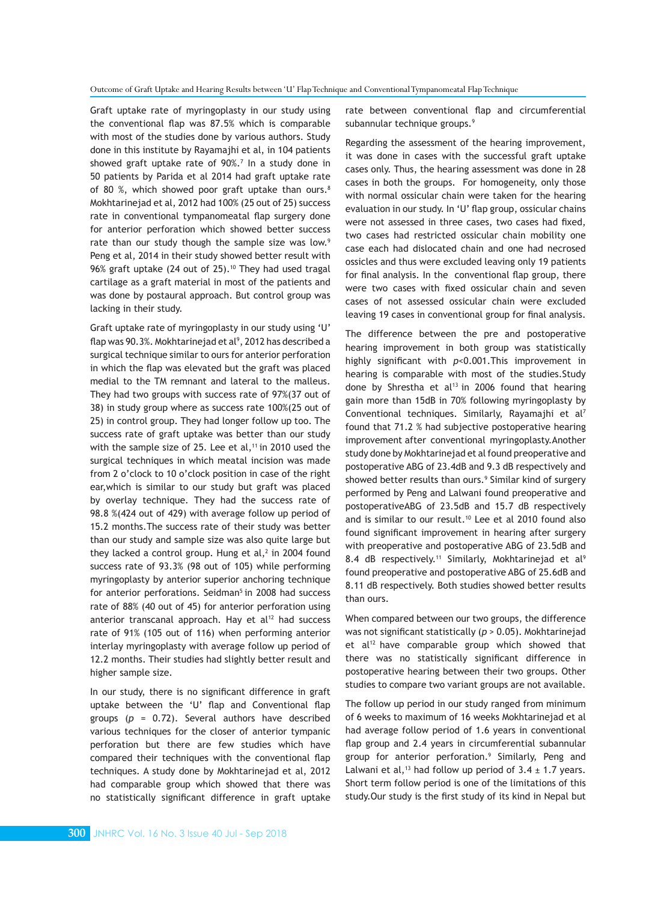Graft uptake rate of myringoplasty in our study using the conventional flap was 87.5% which is comparable with most of the studies done by various authors. Study done in this institute by Rayamajhi et al, in 104 patients showed graft uptake rate of 90%.[7] In a study done in 50 patients by Parida et al 2014 had graft uptake rate of 80 %, which showed poor graft uptake than ours.[8] Mokhtarinejad et al, 2012 had 100% (25 out of 25) success rate in conventional tympanomeatal flap surgery done for anterior perforation which showed better success rate than our study though the sample size was low.[9] Peng et al, 2014 in their study showed better result with 96% graft uptake (24 out of 25).[10] They had used tragal cartilage as a graft material in most of the patients and was done by postaural approach. But control group was lacking in their study.

Graft uptake rate of myringoplasty in our study using 'U' flap was 90.3%. Mokhtarinejad et al[9], 2012 has described a surgical technique similar to ours for anterior perforation in which the flap was elevated but the graft was placed medial to the TM remnant and lateral to the malleus. They had two groups with success rate of 97%(37 out of 38) in study group where as success rate 100%(25 out of 25) in control group. They had longer follow up too. The success rate of graft uptake was better than our study with the sample size of 25. Lee et al,[11] in 2010 used the surgical techniques in which meatal incision was made from 2 o'clock to 10 o'clock position in case of the right ear,which is similar to our study but graft was placed by overlay technique. They had the success rate of 98.8 %(424 out of 429) with average follow up period of 15.2 months.The success rate of their study was better than our study and sample size was also quite large but they lacked a control group. Hung et al,[2] in 2004 found success rate of 93.3% (98 out of 105) while performing myringoplasty by anterior superior anchoring technique for anterior perforations. Seidman[5] in 2008 had success rate of 88% (40 out of 45) for anterior perforation using anterior transcanal approach. Hay et al[12] had success rate of 91% (105 out of 116) when performing anterior interlay myringoplasty with average follow up period of 12.2 months. Their studies had slightly better result and higher sample size.

In our study, there is no significant difference in graft uptake between the 'U' flap and Conventional flap groups ($p$ = 0.72). Several authors have described various techniques for the closer of anterior tympanic perforation but there are few studies which have compared their techniques with the conventional flap techniques. A study done by Mokhtarinejad et al, 2012 had comparable group which showed that there was no statistically significant difference in graft uptake rate between conventional flap and circumferential subannular technique groups.[9]

Regarding the assessment of the hearing improvement, it was done in cases with the successful graft uptake cases only. Thus, the hearing assessment was done in 28 cases in both the groups. For homogeneity, only those with normal ossicular chain were taken for the hearing evaluation in our study. In 'U' flap group, ossicular chains were not assessed in three cases, two cases had fixed, two cases had restricted ossicular chain mobility one case each had dislocated chain and one had necrosed ossicles and thus were excluded leaving only 19 patients for final analysis. In the conventional flap group, there were two cases with fixed ossicular chain and seven cases of not assessed ossicular chain were excluded leaving 19 cases in conventional group for final analysis.

The difference between the pre and postoperative hearing improvement in both group was statistically highly significant with $p$<0.001.This improvement in hearing is comparable with most of the studies.Study done by Shrestha et al[13] in 2006 found that hearing gain more than 15dB in 70% following myringoplasty by Conventional techniques. Similarly, Rayamajhi et al[7] found that 71.2 % had subjective postoperative hearing improvement after conventional myringoplasty.Another study done by Mokhtarinejad et al found preoperative and postoperative ABG of 23.4dB and 9.3 dB respectively and showed better results than ours.[9] Similar kind of surgery performed by Peng and Lalwani found preoperative and postoperativeABG of 23.5dB and 15.7 dB respectively and is similar to our result.[10] Lee et al 2010 found also found significant improvement in hearing after surgery with preoperative and postoperative ABG of 23.5dB and 8.4 dB respectively.[11] Similarly, Mokhtarinejad et al[9] found preoperative and postoperative ABG of 25.6dB and 8.11 dB respectively. Both studies showed better results than ours.

When compared between our two groups, the difference was not significant statistically ($p$ > 0.05). Mokhtarinejad et al[12] have comparable group which showed that there was no statistically significant difference in postoperative hearing between their two groups. Other studies to compare two variant groups are not available.

The follow up period in our study ranged from minimum of 6 weeks to maximum of 16 weeks Mokhtarinejad et al had average follow period of 1.6 years in conventional flap group and 2.4 years in circumferential subannular group for anterior perforation.[9] Similarly, Peng and Lalwani et al,[13] had follow up period of 3.4 ± 1.7 years. Short term follow period is one of the limitations of this study.Our study is the first study of its kind in Nepal but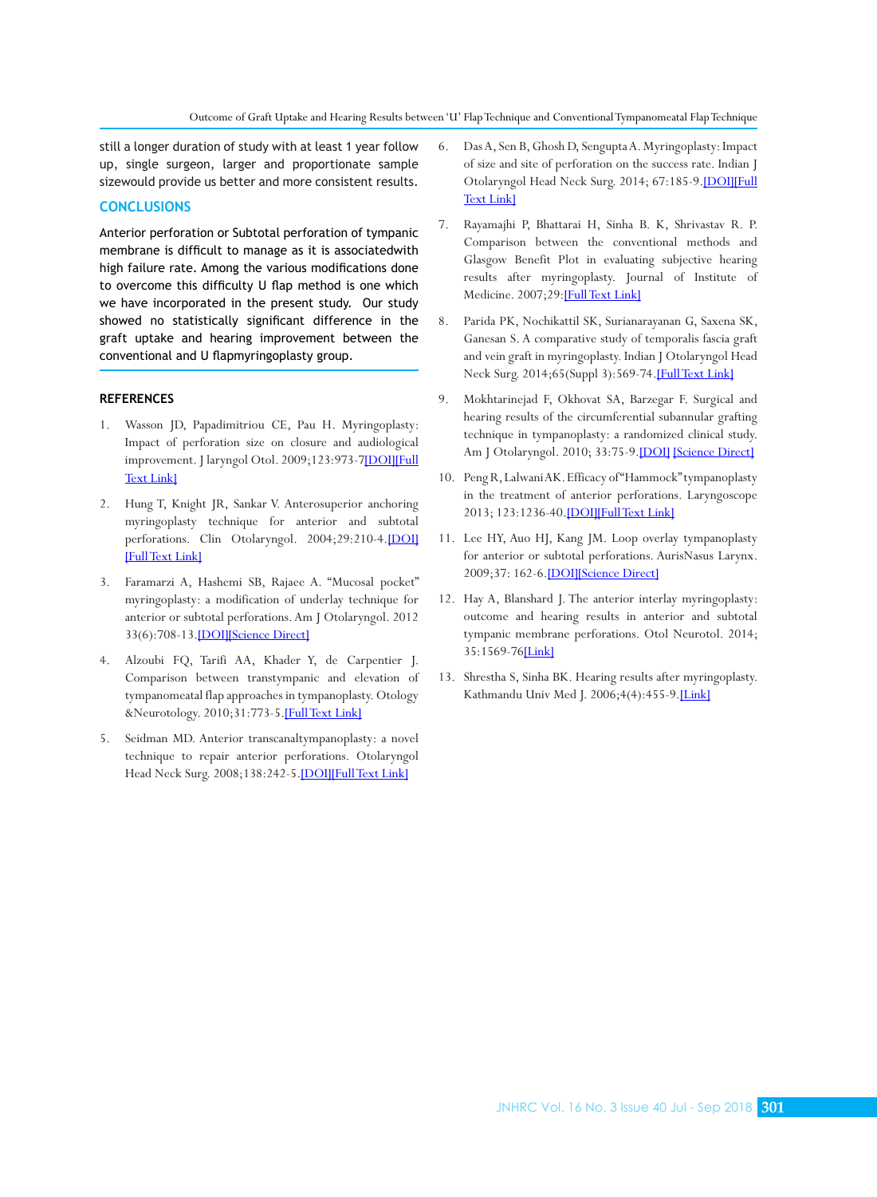still a longer duration of study with at least 1 year follow up, single surgeon, larger and proportionate sample sizewould provide us better and more consistent results.

## CONCLUSIONS

Anterior perforation or Subtotal perforation of tympanic membrane is difficult to manage as it is associatedwith high failure rate. Among the various modifications done to overcome this difficulty U flap method is one which we have incorporated in the present study. Our study showed no statistically significant difference in the graft uptake and hearing improvement between the conventional and U flapmyringoplasty group.

## REFERENCES

1. Wasson JD, Papadimitriou CE, Pau H. Myringoplasty: Impact of perforation size on closure and audiological improvement. J laryngol Otol. 2009;123:973-7[DOI][Full Text Link]

2. Hung T, Knight JR, Sankar V. Anterosuperior anchoring myringoplasty technique for anterior and subtotal perforations. Clin Otolaryngol. 2004;29:210-4.[DOI][Full Text Link]

3. Faramarzi A, Hashemi SB, Rajaee A. "Mucosal pocket" myringoplasty: a modification of underlay technique for anterior or subtotal perforations. Am J Otolaryngol. 2012 33(6):708-13.[DOI][Science Direct]

4. Alzoubi FQ, Tarifi AA, Khader Y, de Carpentier J. Comparison between transtympanic and elevation of tympanomeatal flap approaches in tympanoplasty. Otology &Neurotology. 2010;31:773-5.[Full Text Link]

5. Seidman MD. Anterior transcanaltympanoplasty: a novel technique to repair anterior perforations. Otolaryngol Head Neck Surg. 2008;138:242-5.[DOI][Full Text Link]

6. Das A, Sen B, Ghosh D, Sengupta A. Myringoplasty: Impact of size and site of perforation on the success rate. Indian J Otolaryngol Head Neck Surg. 2014; 67:185-9.[DOI][Full Text Link]

7. Rayamajhi P, Bhattarai H, Sinha B. K, Shrivastav R. P. Comparison between the conventional methods and Glasgow Benefit Plot in evaluating subjective hearing results after myringoplasty. Journal of Institute of Medicine. 2007;29:[Full Text Link]

8. Parida PK, Nochikattil SK, Surianarayanan G, Saxena SK, Ganesan S. A comparative study of temporalis fascia graft and vein graft in myringoplasty. Indian J Otolaryngol Head Neck Surg. 2014;65(Suppl 3):569-74.[Full Text Link]

9. Mokhtarinejad F, Okhovat SA, Barzegar F. Surgical and hearing results of the circumferential subannular grafting technique in tympanoplasty: a randomized clinical study. Am J Otolaryngol. 2010; 33:75-9.[DOI] [Science Direct]

10. Peng R, Lalwani AK. Efficacy of "Hammock" tympanoplasty in the treatment of anterior perforations. Laryngoscope 2013; 123:1236-40.[DOI][Full Text Link]

11. Lee HY, Auo HJ, Kang JM. Loop overlay tympanoplasty for anterior or subtotal perforations. AurisNasus Larynx. 2009;37: 162-6.[DOI][Science Direct]

12. Hay A, Blanshard J. The anterior interlay myringoplasty: outcome and hearing results in anterior and subtotal tympanic membrane perforations. Otol Neurotol. 2014; 35:1569-76[Link]

13. Shrestha S, Sinha BK. Hearing results after myringoplasty. Kathmandu Univ Med J. 2006;4(4):455-9.[Link]